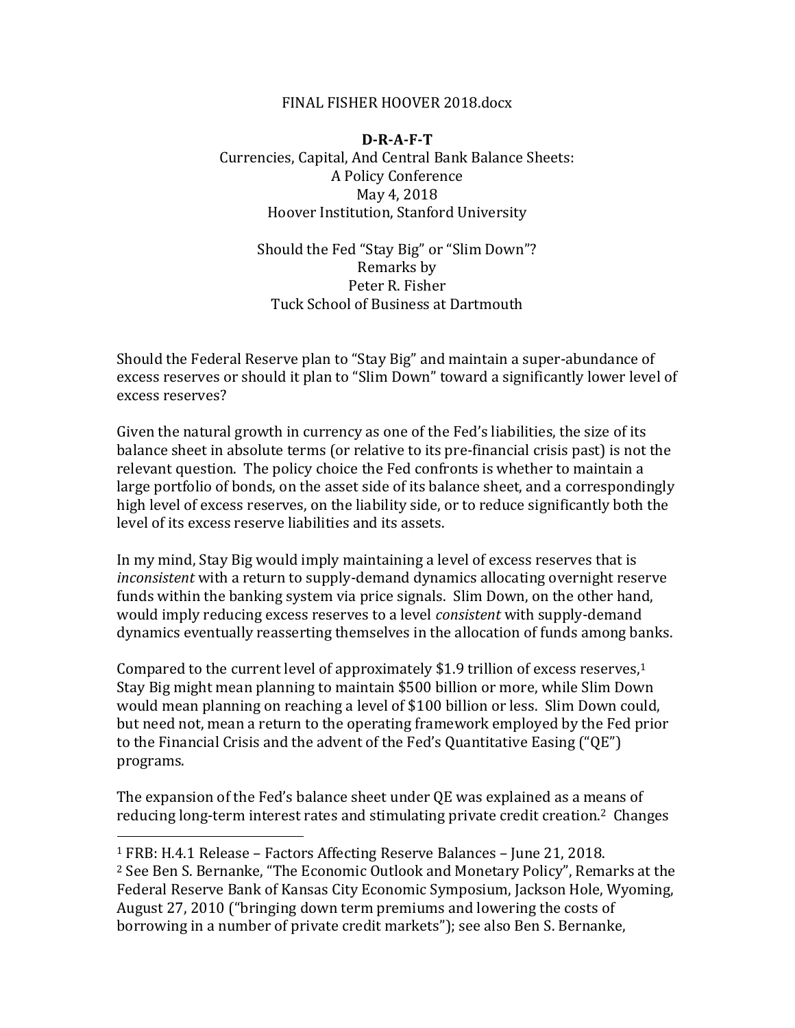FINAL FISHER HOOVER 2018.docx

**D-R-A-F-T**

Currencies, Capital, And Central Bank Balance Sheets:
A Policy Conference
May 4, 2018
Hoover Institution, Stanford University

Should the Fed "Stay Big" or "Slim Down"?
Remarks by
Peter R. Fisher
Tuck School of Business at Dartmouth

Should the Federal Reserve plan to "Stay Big" and maintain a super-abundance of excess reserves or should it plan to "Slim Down" toward a significantly lower level of excess reserves?

Given the natural growth in currency as one of the Fed's liabilities, the size of its balance sheet in absolute terms (or relative to its pre-financial crisis past) is not the relevant question. The policy choice the Fed confronts is whether to maintain a large portfolio of bonds, on the asset side of its balance sheet, and a correspondingly high level of excess reserves, on the liability side, or to reduce significantly both the level of its excess reserve liabilities and its assets.

In my mind, Stay Big would imply maintaining a level of excess reserves that is *inconsistent* with a return to supply-demand dynamics allocating overnight reserve funds within the banking system via price signals. Slim Down, on the other hand, would imply reducing excess reserves to a level *consistent* with supply-demand dynamics eventually reasserting themselves in the allocation of funds among banks.

Compared to the current level of approximately $1.9 trillion of excess reserves,[1] Stay Big might mean planning to maintain $500 billion or more, while Slim Down would mean planning on reaching a level of $100 billion or less. Slim Down could, but need not, mean a return to the operating framework employed by the Fed prior to the Financial Crisis and the advent of the Fed's Quantitative Easing ("QE") programs.

The expansion of the Fed's balance sheet under QE was explained as a means of reducing long-term interest rates and stimulating private credit creation.[2] Changes

---

[1] FRB: H.4.1 Release – Factors Affecting Reserve Balances – June 21, 2018.

[2] See Ben S. Bernanke, "The Economic Outlook and Monetary Policy", Remarks at the Federal Reserve Bank of Kansas City Economic Symposium, Jackson Hole, Wyoming, August 27, 2010 ("bringing down term premiums and lowering the costs of borrowing in a number of private credit markets"); see also Ben S. Bernanke,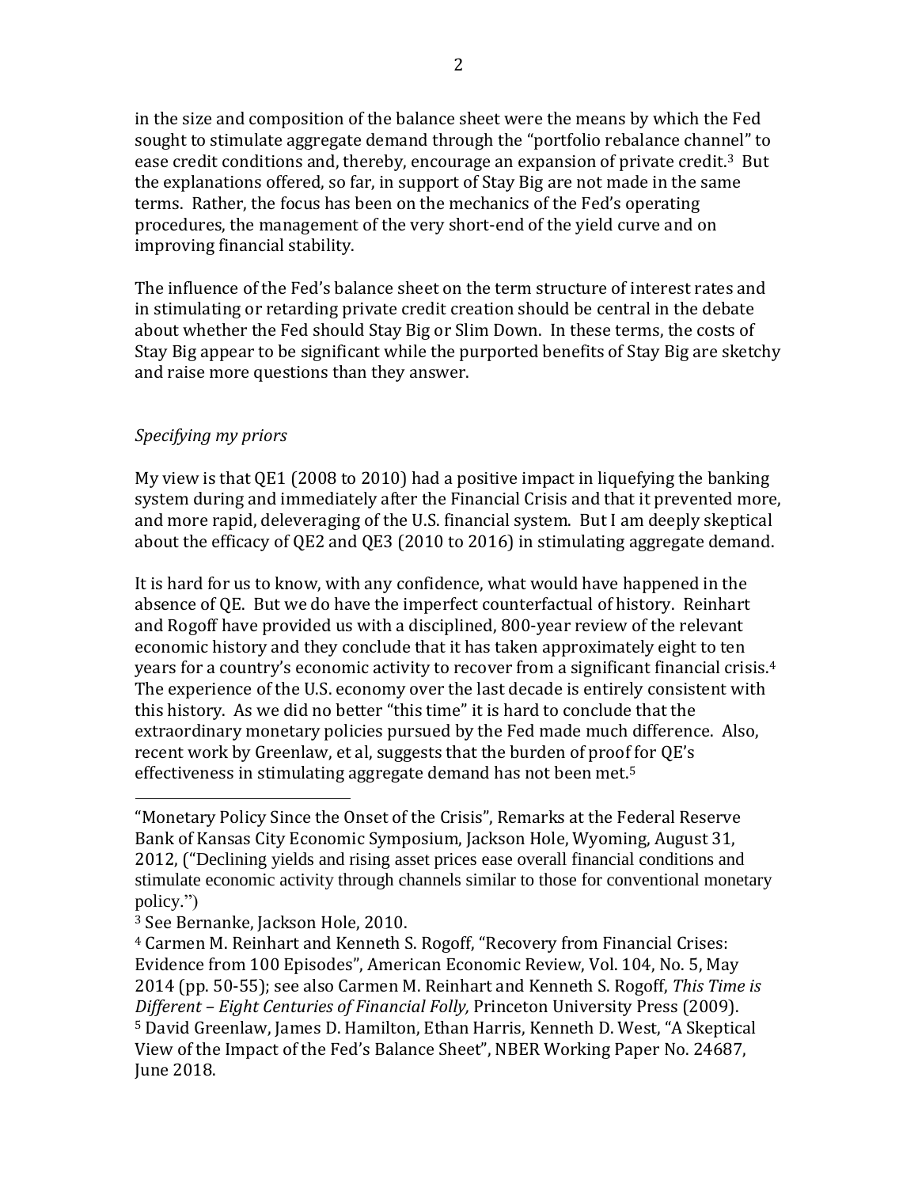in the size and composition of the balance sheet were the means by which the Fed sought to stimulate aggregate demand through the "portfolio rebalance channel" to ease credit conditions and, thereby, encourage an expansion of private credit.[3] But the explanations offered, so far, in support of Stay Big are not made in the same terms. Rather, the focus has been on the mechanics of the Fed's operating procedures, the management of the very short-end of the yield curve and on improving financial stability.

The influence of the Fed's balance sheet on the term structure of interest rates and in stimulating or retarding private credit creation should be central in the debate about whether the Fed should Stay Big or Slim Down. In these terms, the costs of Stay Big appear to be significant while the purported benefits of Stay Big are sketchy and raise more questions than they answer.

*Specifying my priors*

My view is that QE1 (2008 to 2010) had a positive impact in liquefying the banking system during and immediately after the Financial Crisis and that it prevented more, and more rapid, deleveraging of the U.S. financial system. But I am deeply skeptical about the efficacy of QE2 and QE3 (2010 to 2016) in stimulating aggregate demand.

It is hard for us to know, with any confidence, what would have happened in the absence of QE. But we do have the imperfect counterfactual of history. Reinhart and Rogoff have provided us with a disciplined, 800-year review of the relevant economic history and they conclude that it has taken approximately eight to ten years for a country's economic activity to recover from a significant financial crisis.[4] The experience of the U.S. economy over the last decade is entirely consistent with this history. As we did no better "this time" it is hard to conclude that the extraordinary monetary policies pursued by the Fed made much difference. Also, recent work by Greenlaw, et al, suggests that the burden of proof for QE's effectiveness in stimulating aggregate demand has not been met.[5]

---

"Monetary Policy Since the Onset of the Crisis", Remarks at the Federal Reserve Bank of Kansas City Economic Symposium, Jackson Hole, Wyoming, August 31, 2012, ("Declining yields and rising asset prices ease overall financial conditions and stimulate economic activity through channels similar to those for conventional monetary policy.")

[3] See Bernanke, Jackson Hole, 2010.

[4] Carmen M. Reinhart and Kenneth S. Rogoff, "Recovery from Financial Crises: Evidence from 100 Episodes", American Economic Review, Vol. 104, No. 5, May 2014 (pp. 50-55); see also Carmen M. Reinhart and Kenneth S. Rogoff, *This Time is Different – Eight Centuries of Financial Folly,* Princeton University Press (2009).

[5] David Greenlaw, James D. Hamilton, Ethan Harris, Kenneth D. West, "A Skeptical View of the Impact of the Fed's Balance Sheet", NBER Working Paper No. 24687, June 2018.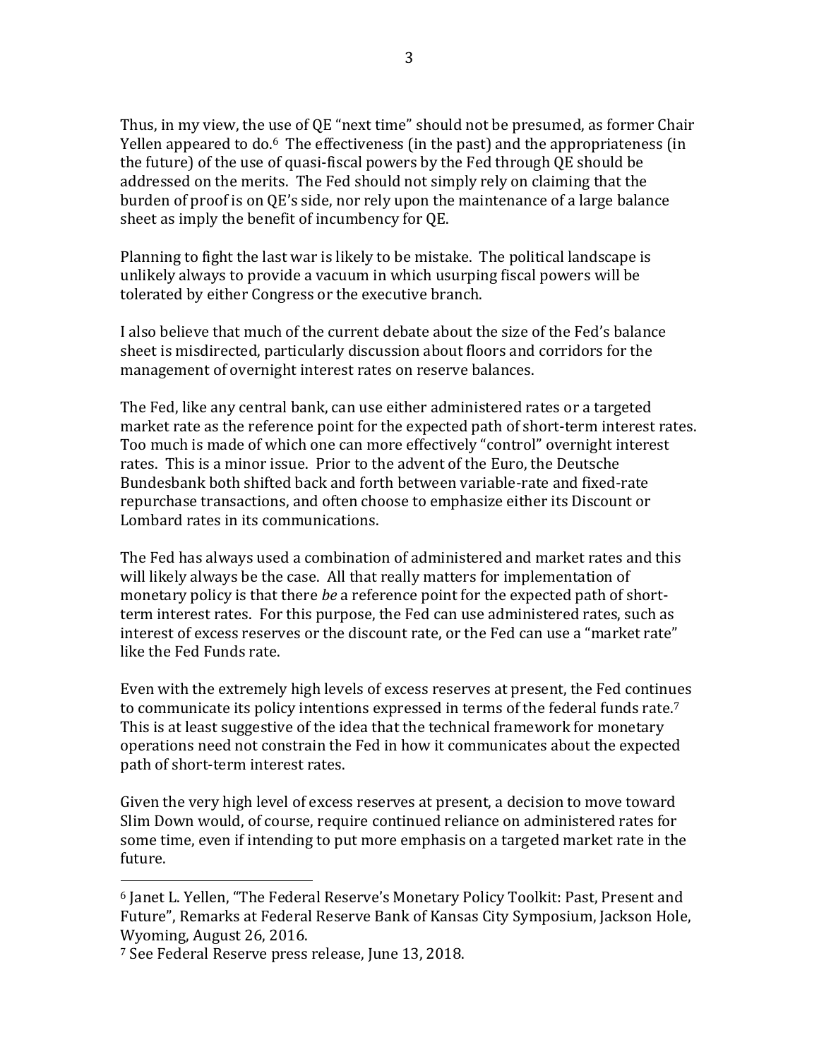Thus, in my view, the use of QE "next time" should not be presumed, as former Chair Yellen appeared to do.[6] The effectiveness (in the past) and the appropriateness (in the future) of the use of quasi-fiscal powers by the Fed through QE should be addressed on the merits. The Fed should not simply rely on claiming that the burden of proof is on QE's side, nor rely upon the maintenance of a large balance sheet as imply the benefit of incumbency for QE.

Planning to fight the last war is likely to be mistake. The political landscape is unlikely always to provide a vacuum in which usurping fiscal powers will be tolerated by either Congress or the executive branch.

I also believe that much of the current debate about the size of the Fed's balance sheet is misdirected, particularly discussion about floors and corridors for the management of overnight interest rates on reserve balances.

The Fed, like any central bank, can use either administered rates or a targeted market rate as the reference point for the expected path of short-term interest rates. Too much is made of which one can more effectively "control" overnight interest rates. This is a minor issue. Prior to the advent of the Euro, the Deutsche Bundesbank both shifted back and forth between variable-rate and fixed-rate repurchase transactions, and often choose to emphasize either its Discount or Lombard rates in its communications.

The Fed has always used a combination of administered and market rates and this will likely always be the case. All that really matters for implementation of monetary policy is that there *be* a reference point for the expected path of short-term interest rates. For this purpose, the Fed can use administered rates, such as interest of excess reserves or the discount rate, or the Fed can use a "market rate" like the Fed Funds rate.

Even with the extremely high levels of excess reserves at present, the Fed continues to communicate its policy intentions expressed in terms of the federal funds rate.[7] This is at least suggestive of the idea that the technical framework for monetary operations need not constrain the Fed in how it communicates about the expected path of short-term interest rates.

Given the very high level of excess reserves at present, a decision to move toward Slim Down would, of course, require continued reliance on administered rates for some time, even if intending to put more emphasis on a targeted market rate in the future.

---

[6] Janet L. Yellen, "The Federal Reserve's Monetary Policy Toolkit: Past, Present and Future", Remarks at Federal Reserve Bank of Kansas City Symposium, Jackson Hole, Wyoming, August 26, 2016.

[7] See Federal Reserve press release, June 13, 2018.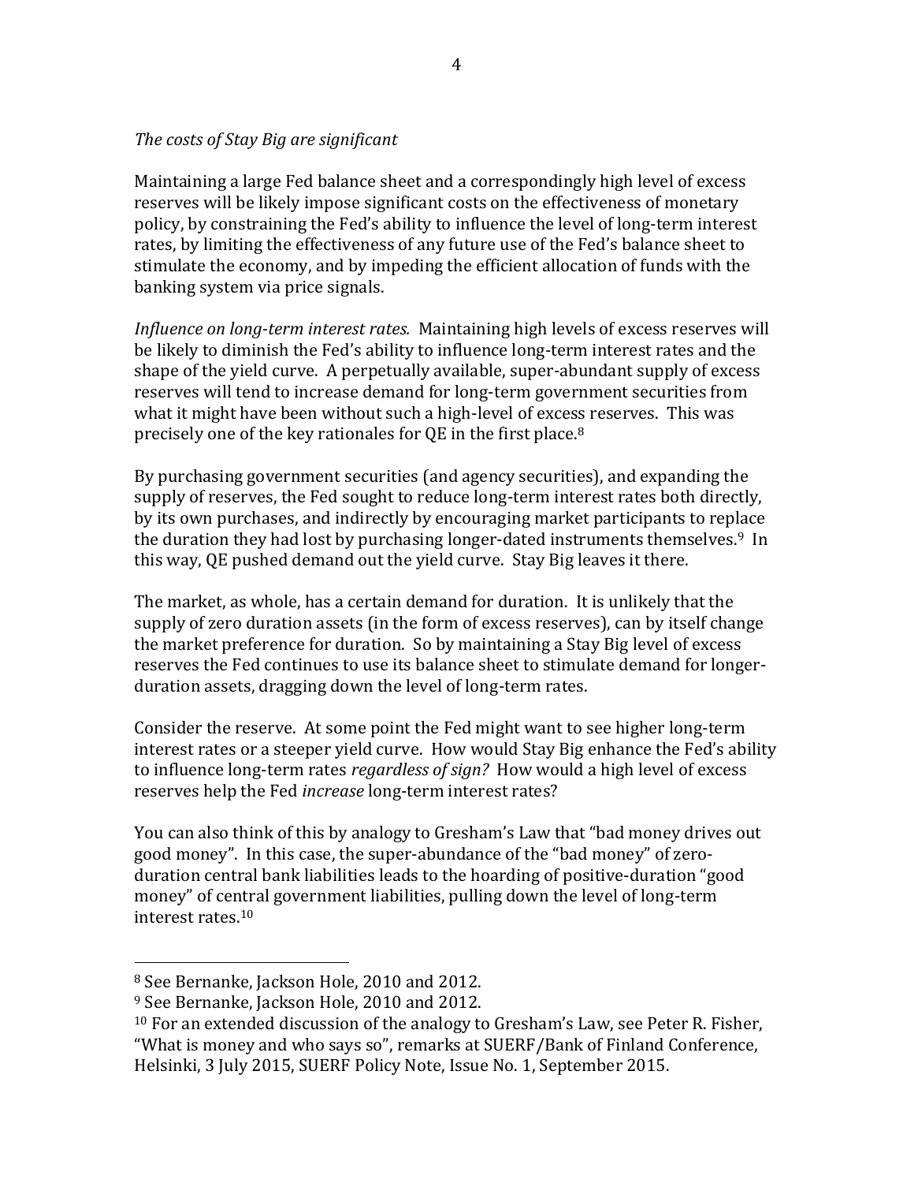*The costs of Stay Big are significant*

Maintaining a large Fed balance sheet and a correspondingly high level of excess reserves will be likely impose significant costs on the effectiveness of monetary policy, by constraining the Fed's ability to influence the level of long-term interest rates, by limiting the effectiveness of any future use of the Fed's balance sheet to stimulate the economy, and by impeding the efficient allocation of funds with the banking system via price signals.

*Influence on long-term interest rates.* Maintaining high levels of excess reserves will be likely to diminish the Fed's ability to influence long-term interest rates and the shape of the yield curve. A perpetually available, super-abundant supply of excess reserves will tend to increase demand for long-term government securities from what it might have been without such a high-level of excess reserves. This was precisely one of the key rationales for QE in the first place.[8]

By purchasing government securities (and agency securities), and expanding the supply of reserves, the Fed sought to reduce long-term interest rates both directly, by its own purchases, and indirectly by encouraging market participants to replace the duration they had lost by purchasing longer-dated instruments themselves.[9] In this way, QE pushed demand out the yield curve. Stay Big leaves it there.

The market, as whole, has a certain demand for duration. It is unlikely that the supply of zero duration assets (in the form of excess reserves), can by itself change the market preference for duration. So by maintaining a Stay Big level of excess reserves the Fed continues to use its balance sheet to stimulate demand for longer-duration assets, dragging down the level of long-term rates.

Consider the reserve. At some point the Fed might want to see higher long-term interest rates or a steeper yield curve. How would Stay Big enhance the Fed's ability to influence long-term rates *regardless of sign?* How would a high level of excess reserves help the Fed *increase* long-term interest rates?

You can also think of this by analogy to Gresham's Law that "bad money drives out good money". In this case, the super-abundance of the "bad money" of zero-duration central bank liabilities leads to the hoarding of positive-duration "good money" of central government liabilities, pulling down the level of long-term interest rates.[10]

---

[8] See Bernanke, Jackson Hole, 2010 and 2012.

[9] See Bernanke, Jackson Hole, 2010 and 2012.

[10] For an extended discussion of the analogy to Gresham's Law, see Peter R. Fisher, "What is money and who says so", remarks at SUERF/Bank of Finland Conference, Helsinki, 3 July 2015, SUERF Policy Note, Issue No. 1, September 2015.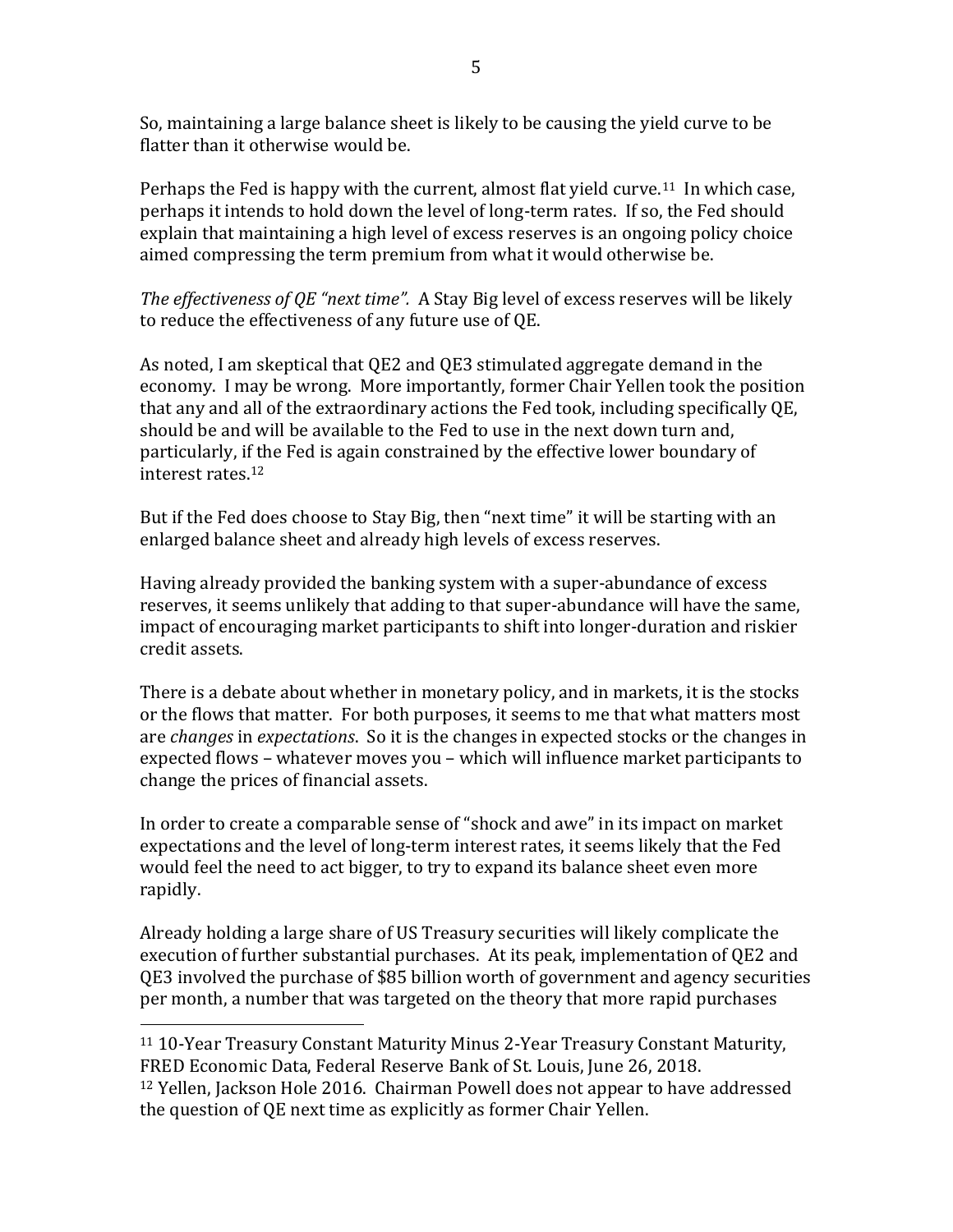So, maintaining a large balance sheet is likely to be causing the yield curve to be flatter than it otherwise would be.

Perhaps the Fed is happy with the current, almost flat yield curve.[11] In which case, perhaps it intends to hold down the level of long-term rates. If so, the Fed should explain that maintaining a high level of excess reserves is an ongoing policy choice aimed compressing the term premium from what it would otherwise be.

*The effectiveness of QE "next time".* A Stay Big level of excess reserves will be likely to reduce the effectiveness of any future use of QE.

As noted, I am skeptical that QE2 and QE3 stimulated aggregate demand in the economy. I may be wrong. More importantly, former Chair Yellen took the position that any and all of the extraordinary actions the Fed took, including specifically QE, should be and will be available to the Fed to use in the next down turn and, particularly, if the Fed is again constrained by the effective lower boundary of interest rates.[12]

But if the Fed does choose to Stay Big, then "next time" it will be starting with an enlarged balance sheet and already high levels of excess reserves.

Having already provided the banking system with a super-abundance of excess reserves, it seems unlikely that adding to that super-abundance will have the same, impact of encouraging market participants to shift into longer-duration and riskier credit assets.

There is a debate about whether in monetary policy, and in markets, it is the stocks or the flows that matter. For both purposes, it seems to me that what matters most are *changes* in *expectations*. So it is the changes in expected stocks or the changes in expected flows – whatever moves you – which will influence market participants to change the prices of financial assets.

In order to create a comparable sense of "shock and awe" in its impact on market expectations and the level of long-term interest rates, it seems likely that the Fed would feel the need to act bigger, to try to expand its balance sheet even more rapidly.

Already holding a large share of US Treasury securities will likely complicate the execution of further substantial purchases. At its peak, implementation of QE2 and QE3 involved the purchase of $85 billion worth of government and agency securities per month, a number that was targeted on the theory that more rapid purchases

---

[11] 10-Year Treasury Constant Maturity Minus 2-Year Treasury Constant Maturity, FRED Economic Data, Federal Reserve Bank of St. Louis, June 26, 2018.

[12] Yellen, Jackson Hole 2016. Chairman Powell does not appear to have addressed the question of QE next time as explicitly as former Chair Yellen.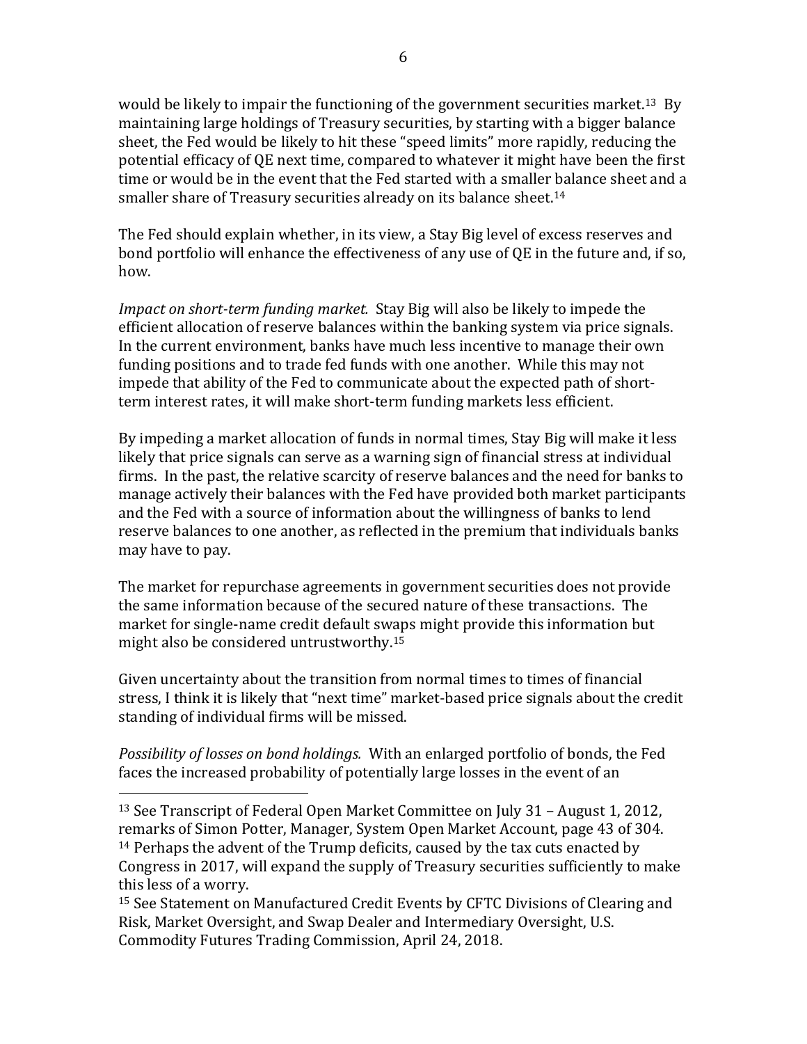would be likely to impair the functioning of the government securities market.[13] By maintaining large holdings of Treasury securities, by starting with a bigger balance sheet, the Fed would be likely to hit these "speed limits" more rapidly, reducing the potential efficacy of QE next time, compared to whatever it might have been the first time or would be in the event that the Fed started with a smaller balance sheet and a smaller share of Treasury securities already on its balance sheet.[14]

The Fed should explain whether, in its view, a Stay Big level of excess reserves and bond portfolio will enhance the effectiveness of any use of QE in the future and, if so, how.

*Impact on short-term funding market.* Stay Big will also be likely to impede the efficient allocation of reserve balances within the banking system via price signals. In the current environment, banks have much less incentive to manage their own funding positions and to trade fed funds with one another. While this may not impede that ability of the Fed to communicate about the expected path of short-term interest rates, it will make short-term funding markets less efficient.

By impeding a market allocation of funds in normal times, Stay Big will make it less likely that price signals can serve as a warning sign of financial stress at individual firms. In the past, the relative scarcity of reserve balances and the need for banks to manage actively their balances with the Fed have provided both market participants and the Fed with a source of information about the willingness of banks to lend reserve balances to one another, as reflected in the premium that individuals banks may have to pay.

The market for repurchase agreements in government securities does not provide the same information because of the secured nature of these transactions. The market for single-name credit default swaps might provide this information but might also be considered untrustworthy.[15]

Given uncertainty about the transition from normal times to times of financial stress, I think it is likely that "next time" market-based price signals about the credit standing of individual firms will be missed.

*Possibility of losses on bond holdings.* With an enlarged portfolio of bonds, the Fed faces the increased probability of potentially large losses in the event of an

---

[13] See Transcript of Federal Open Market Committee on July 31 – August 1, 2012, remarks of Simon Potter, Manager, System Open Market Account, page 43 of 304.

[14] Perhaps the advent of the Trump deficits, caused by the tax cuts enacted by Congress in 2017, will expand the supply of Treasury securities sufficiently to make this less of a worry.

[15] See Statement on Manufactured Credit Events by CFTC Divisions of Clearing and Risk, Market Oversight, and Swap Dealer and Intermediary Oversight, U.S. Commodity Futures Trading Commission, April 24, 2018.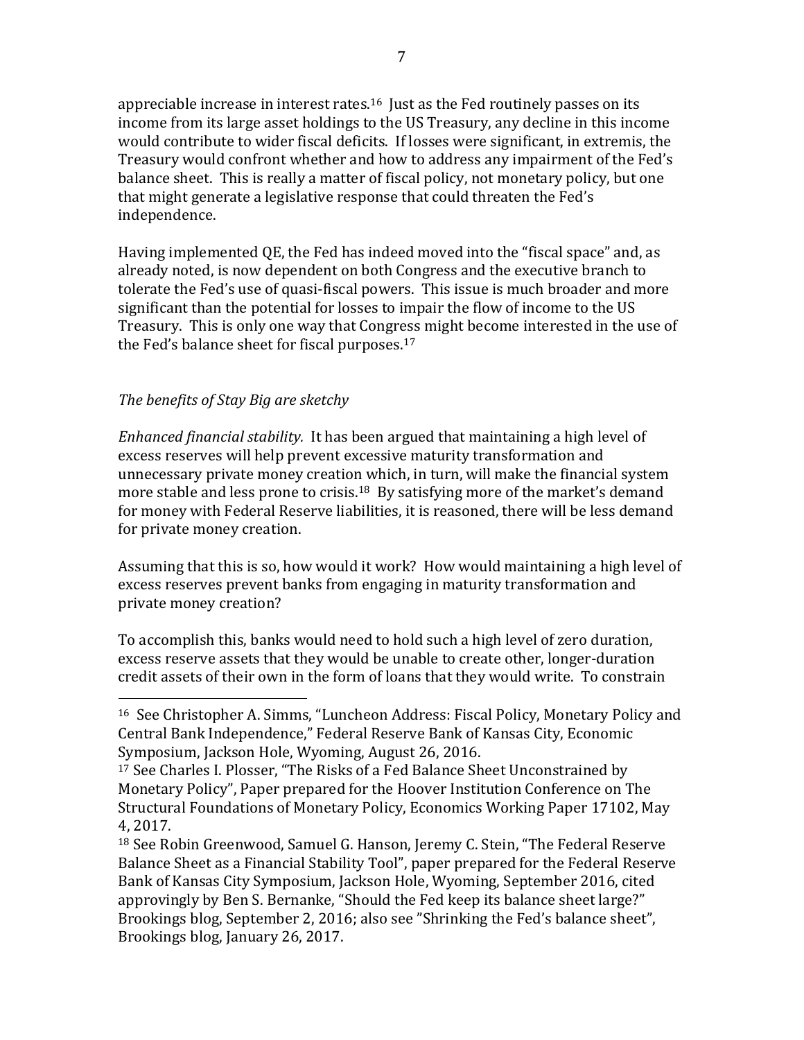appreciable increase in interest rates.[16] Just as the Fed routinely passes on its income from its large asset holdings to the US Treasury, any decline in this income would contribute to wider fiscal deficits. If losses were significant, in extremis, the Treasury would confront whether and how to address any impairment of the Fed's balance sheet. This is really a matter of fiscal policy, not monetary policy, but one that might generate a legislative response that could threaten the Fed's independence.

Having implemented QE, the Fed has indeed moved into the "fiscal space" and, as already noted, is now dependent on both Congress and the executive branch to tolerate the Fed's use of quasi-fiscal powers. This issue is much broader and more significant than the potential for losses to impair the flow of income to the US Treasury. This is only one way that Congress might become interested in the use of the Fed's balance sheet for fiscal purposes.[17]

*The benefits of Stay Big are sketchy*

*Enhanced financial stability.* It has been argued that maintaining a high level of excess reserves will help prevent excessive maturity transformation and unnecessary private money creation which, in turn, will make the financial system more stable and less prone to crisis.[18] By satisfying more of the market's demand for money with Federal Reserve liabilities, it is reasoned, there will be less demand for private money creation.

Assuming that this is so, how would it work? How would maintaining a high level of excess reserves prevent banks from engaging in maturity transformation and private money creation?

To accomplish this, banks would need to hold such a high level of zero duration, excess reserve assets that they would be unable to create other, longer-duration credit assets of their own in the form of loans that they would write. To constrain

---

[16] See Christopher A. Simms, "Luncheon Address: Fiscal Policy, Monetary Policy and Central Bank Independence," Federal Reserve Bank of Kansas City, Economic Symposium, Jackson Hole, Wyoming, August 26, 2016.

[17] See Charles I. Plosser, "The Risks of a Fed Balance Sheet Unconstrained by Monetary Policy", Paper prepared for the Hoover Institution Conference on The Structural Foundations of Monetary Policy, Economics Working Paper 17102, May 4, 2017.

[18] See Robin Greenwood, Samuel G. Hanson, Jeremy C. Stein, "The Federal Reserve Balance Sheet as a Financial Stability Tool", paper prepared for the Federal Reserve Bank of Kansas City Symposium, Jackson Hole, Wyoming, September 2016, cited approvingly by Ben S. Bernanke, "Should the Fed keep its balance sheet large?" Brookings blog, September 2, 2016; also see "Shrinking the Fed's balance sheet", Brookings blog, January 26, 2017.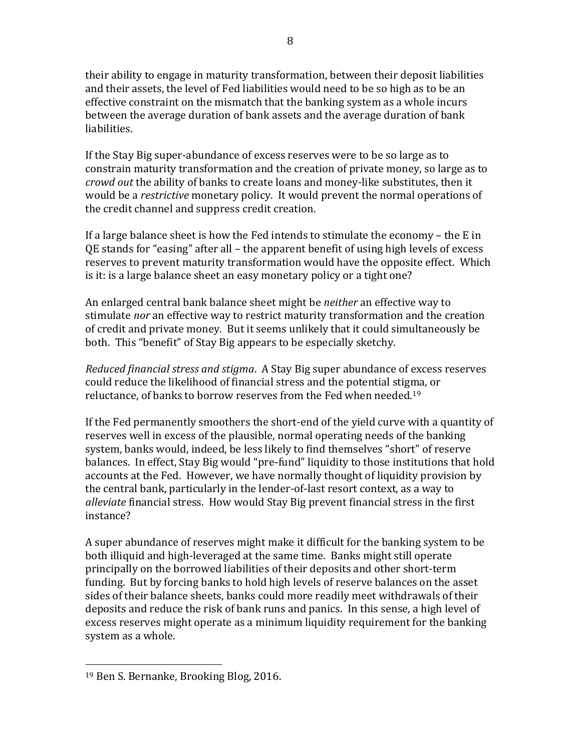their ability to engage in maturity transformation, between their deposit liabilities and their assets, the level of Fed liabilities would need to be so high as to be an effective constraint on the mismatch that the banking system as a whole incurs between the average duration of bank assets and the average duration of bank liabilities.

If the Stay Big super-abundance of excess reserves were to be so large as to constrain maturity transformation and the creation of private money, so large as to *crowd out* the ability of banks to create loans and money-like substitutes, then it would be a *restrictive* monetary policy. It would prevent the normal operations of the credit channel and suppress credit creation.

If a large balance sheet is how the Fed intends to stimulate the economy – the E in QE stands for "easing" after all – the apparent benefit of using high levels of excess reserves to prevent maturity transformation would have the opposite effect. Which is it: is a large balance sheet an easy monetary policy or a tight one?

An enlarged central bank balance sheet might be *neither* an effective way to stimulate *nor* an effective way to restrict maturity transformation and the creation of credit and private money. But it seems unlikely that it could simultaneously be both. This "benefit" of Stay Big appears to be especially sketchy.

*Reduced financial stress and stigma*. A Stay Big super abundance of excess reserves could reduce the likelihood of financial stress and the potential stigma, or reluctance, of banks to borrow reserves from the Fed when needed.[19]

If the Fed permanently smoothers the short-end of the yield curve with a quantity of reserves well in excess of the plausible, normal operating needs of the banking system, banks would, indeed, be less likely to find themselves "short" of reserve balances. In effect, Stay Big would "pre-fund" liquidity to those institutions that hold accounts at the Fed. However, we have normally thought of liquidity provision by the central bank, particularly in the lender-of-last resort context, as a way to *alleviate* financial stress. How would Stay Big prevent financial stress in the first instance?

A super abundance of reserves might make it difficult for the banking system to be both illiquid and high-leveraged at the same time. Banks might still operate principally on the borrowed liabilities of their deposits and other short-term funding. But by forcing banks to hold high levels of reserve balances on the asset sides of their balance sheets, banks could more readily meet withdrawals of their deposits and reduce the risk of bank runs and panics. In this sense, a high level of excess reserves might operate as a minimum liquidity requirement for the banking system as a whole.

---

[19] Ben S. Bernanke, Brooking Blog, 2016.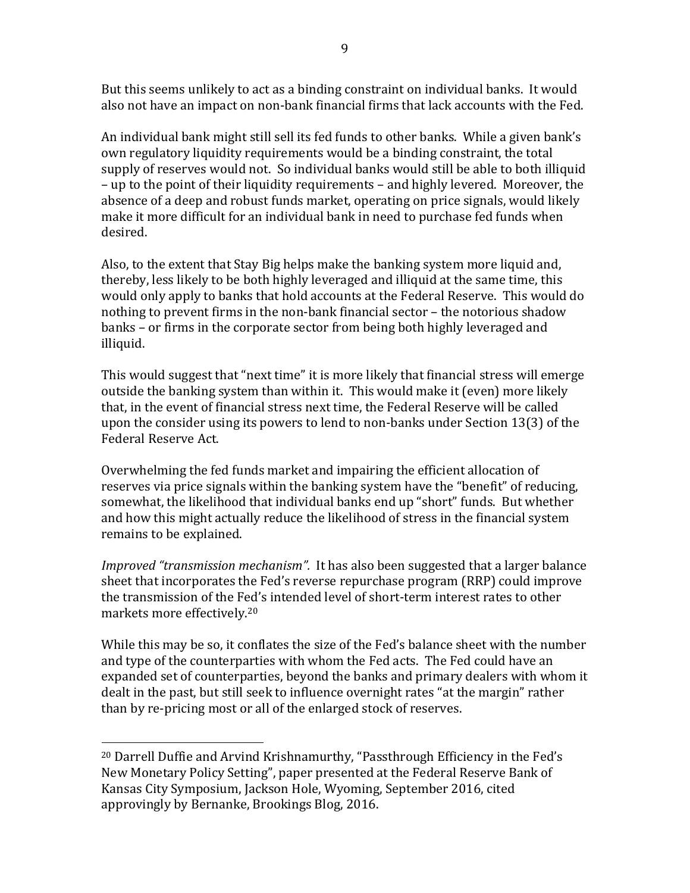But this seems unlikely to act as a binding constraint on individual banks. It would also not have an impact on non-bank financial firms that lack accounts with the Fed.

An individual bank might still sell its fed funds to other banks. While a given bank's own regulatory liquidity requirements would be a binding constraint, the total supply of reserves would not. So individual banks would still be able to both illiquid – up to the point of their liquidity requirements – and highly levered. Moreover, the absence of a deep and robust funds market, operating on price signals, would likely make it more difficult for an individual bank in need to purchase fed funds when desired.

Also, to the extent that Stay Big helps make the banking system more liquid and, thereby, less likely to be both highly leveraged and illiquid at the same time, this would only apply to banks that hold accounts at the Federal Reserve. This would do nothing to prevent firms in the non-bank financial sector – the notorious shadow banks – or firms in the corporate sector from being both highly leveraged and illiquid.

This would suggest that "next time" it is more likely that financial stress will emerge outside the banking system than within it. This would make it (even) more likely that, in the event of financial stress next time, the Federal Reserve will be called upon the consider using its powers to lend to non-banks under Section 13(3) of the Federal Reserve Act.

Overwhelming the fed funds market and impairing the efficient allocation of reserves via price signals within the banking system have the "benefit" of reducing, somewhat, the likelihood that individual banks end up "short" funds. But whether and how this might actually reduce the likelihood of stress in the financial system remains to be explained.

*Improved "transmission mechanism".* It has also been suggested that a larger balance sheet that incorporates the Fed's reverse repurchase program (RRP) could improve the transmission of the Fed's intended level of short-term interest rates to other markets more effectively.[20]

While this may be so, it conflates the size of the Fed's balance sheet with the number and type of the counterparties with whom the Fed acts. The Fed could have an expanded set of counterparties, beyond the banks and primary dealers with whom it dealt in the past, but still seek to influence overnight rates "at the margin" rather than by re-pricing most or all of the enlarged stock of reserves.

---

[20] Darrell Duffie and Arvind Krishnamurthy, "Passthrough Efficiency in the Fed's New Monetary Policy Setting", paper presented at the Federal Reserve Bank of Kansas City Symposium, Jackson Hole, Wyoming, September 2016, cited approvingly by Bernanke, Brookings Blog, 2016.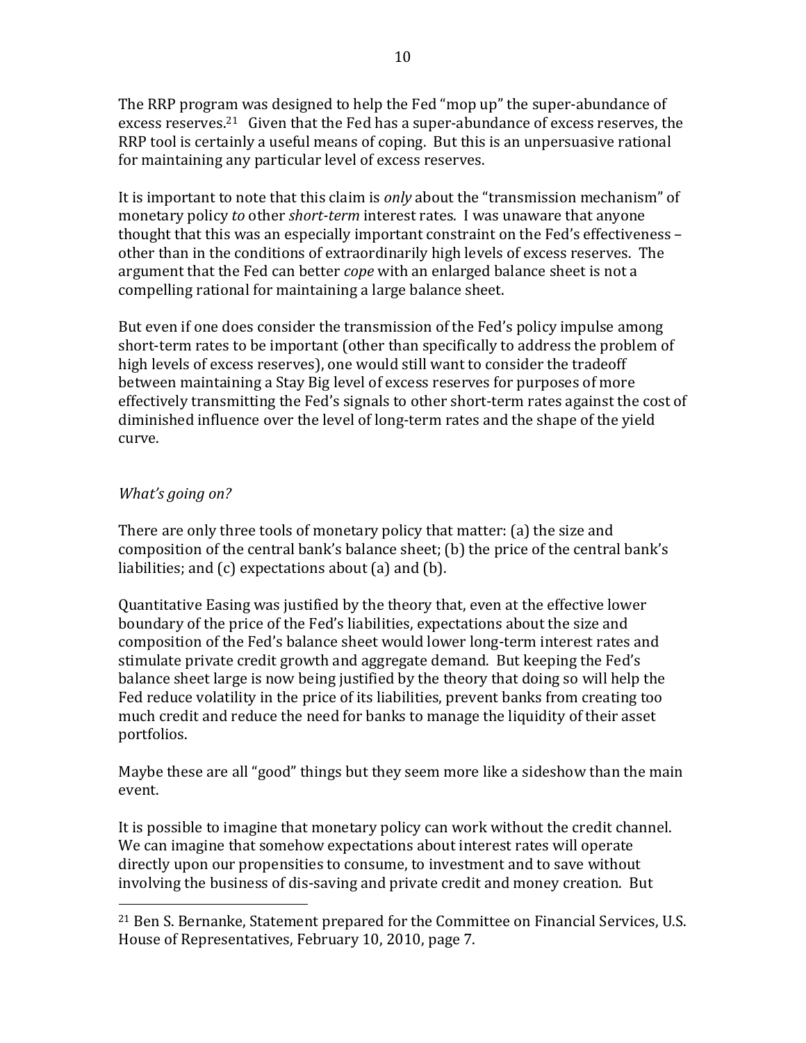The RRP program was designed to help the Fed "mop up" the super-abundance of excess reserves.[21] Given that the Fed has a super-abundance of excess reserves, the RRP tool is certainly a useful means of coping. But this is an unpersuasive rational for maintaining any particular level of excess reserves.

It is important to note that this claim is *only* about the "transmission mechanism" of monetary policy *to* other *short-term* interest rates. I was unaware that anyone thought that this was an especially important constraint on the Fed's effectiveness – other than in the conditions of extraordinarily high levels of excess reserves. The argument that the Fed can better *cope* with an enlarged balance sheet is not a compelling rational for maintaining a large balance sheet.

But even if one does consider the transmission of the Fed's policy impulse among short-term rates to be important (other than specifically to address the problem of high levels of excess reserves), one would still want to consider the tradeoff between maintaining a Stay Big level of excess reserves for purposes of more effectively transmitting the Fed's signals to other short-term rates against the cost of diminished influence over the level of long-term rates and the shape of the yield curve.

*What's going on?*

There are only three tools of monetary policy that matter: (a) the size and composition of the central bank's balance sheet; (b) the price of the central bank's liabilities; and (c) expectations about (a) and (b).

Quantitative Easing was justified by the theory that, even at the effective lower boundary of the price of the Fed's liabilities, expectations about the size and composition of the Fed's balance sheet would lower long-term interest rates and stimulate private credit growth and aggregate demand. But keeping the Fed's balance sheet large is now being justified by the theory that doing so will help the Fed reduce volatility in the price of its liabilities, prevent banks from creating too much credit and reduce the need for banks to manage the liquidity of their asset portfolios.

Maybe these are all "good" things but they seem more like a sideshow than the main event.

It is possible to imagine that monetary policy can work without the credit channel. We can imagine that somehow expectations about interest rates will operate directly upon our propensities to consume, to investment and to save without involving the business of dis-saving and private credit and money creation. But

[21] Ben S. Bernanke, Statement prepared for the Committee on Financial Services, U.S. House of Representatives, February 10, 2010, page 7.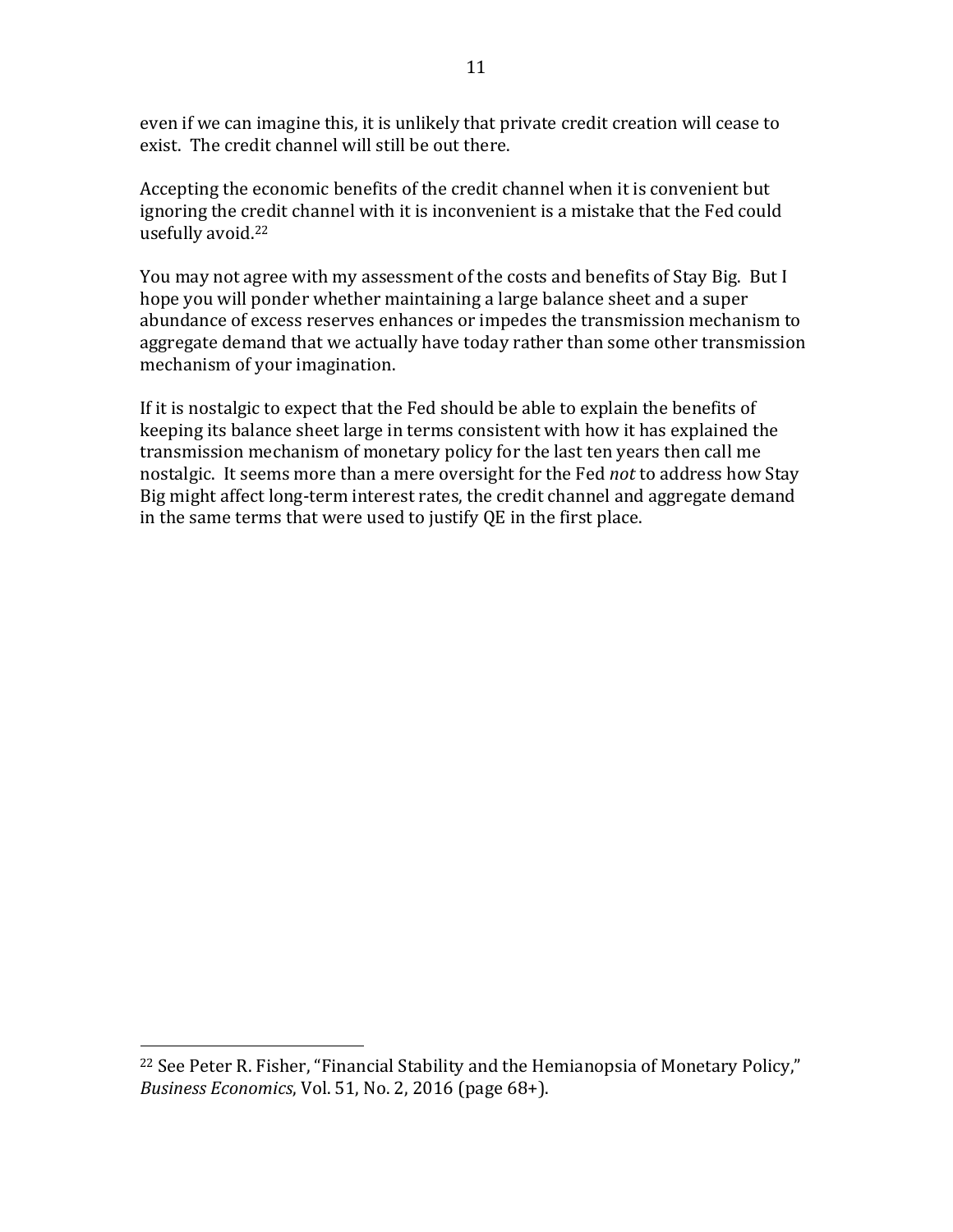even if we can imagine this, it is unlikely that private credit creation will cease to exist. The credit channel will still be out there.

Accepting the economic benefits of the credit channel when it is convenient but ignoring the credit channel with it is inconvenient is a mistake that the Fed could usefully avoid.[22]

You may not agree with my assessment of the costs and benefits of Stay Big. But I hope you will ponder whether maintaining a large balance sheet and a super abundance of excess reserves enhances or impedes the transmission mechanism to aggregate demand that we actually have today rather than some other transmission mechanism of your imagination.

If it is nostalgic to expect that the Fed should be able to explain the benefits of keeping its balance sheet large in terms consistent with how it has explained the transmission mechanism of monetary policy for the last ten years then call me nostalgic. It seems more than a mere oversight for the Fed *not* to address how Stay Big might affect long-term interest rates, the credit channel and aggregate demand in the same terms that were used to justify QE in the first place.

---

[22] See Peter R. Fisher, "Financial Stability and the Hemianopsia of Monetary Policy," *Business Economics*, Vol. 51, No. 2, 2016 (page 68+).